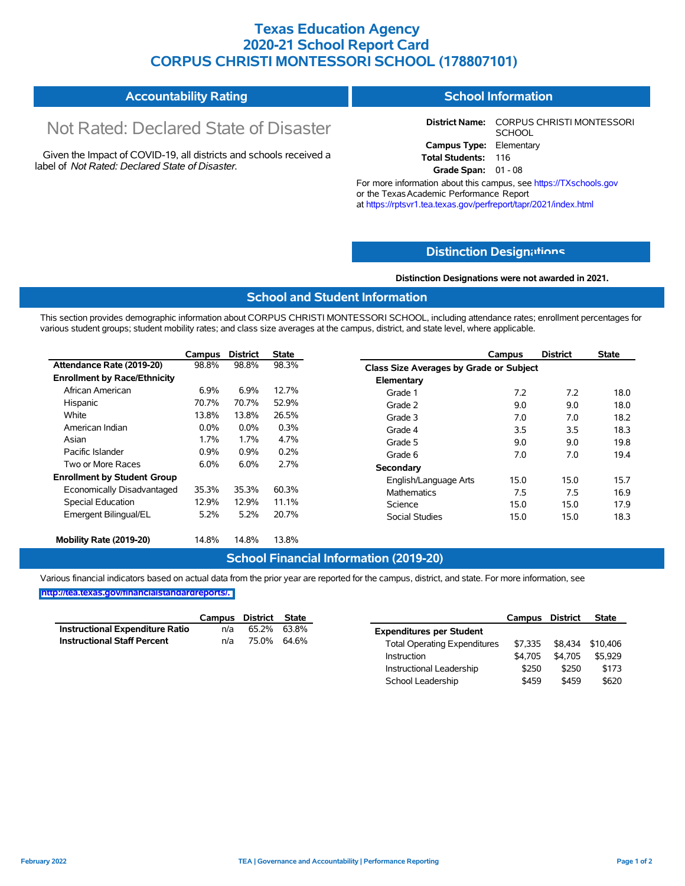# Texas Education Agency
# 2020-21 School Report Card
# CORPUS CHRISTI MONTESSORI SCHOOL (178807101)

## Accountability Rating

Not Rated: Declared State of Disaster

Given the Impact of COVID-19, all districts and schools received a label of *Not Rated: Declared State of Disaster*.

## School Information

**District Name:** CORPUS CHRISTI MONTESSORI SCHOOL
**Campus Type:** Elementary
**Total Students:** 116
**Grade Span:** 01 - 08

For more information about this campus, see https://TXschools.gov or the Texas Academic Performance Report at https://rptsvr1.tea.texas.gov/perfreport/tapr/2021/index.html

## Distinction Designations

**Distinction Designations were not awarded in 2021.**

## School and Student Information

This section provides demographic information about CORPUS CHRISTI MONTESSORI SCHOOL, including attendance rates; enrollment percentages for various student groups; student mobility rates; and class size averages at the campus, district, and state level, where applicable.

| | Campus | District | State |
|---|---|---|---|
| **Attendance Rate (2019-20)** | 98.8% | 98.8% | 98.3% |
| **Enrollment by Race/Ethnicity** | | | |
| African American | 6.9% | 6.9% | 12.7% |
| Hispanic | 70.7% | 70.7% | 52.9% |
| White | 13.8% | 13.8% | 26.5% |
| American Indian | 0.0% | 0.0% | 0.3% |
| Asian | 1.7% | 1.7% | 4.7% |
| Pacific Islander | 0.9% | 0.9% | 0.2% |
| Two or More Races | 6.0% | 6.0% | 2.7% |
| **Enrollment by Student Group** | | | |
| Economically Disadvantaged | 35.3% | 35.3% | 60.3% |
| Special Education | 12.9% | 12.9% | 11.1% |
| Emergent Bilingual/EL | 5.2% | 5.2% | 20.7% |
| **Mobility Rate (2019-20)** | 14.8% | 14.8% | 13.8% |

| | Campus | District | State |
|---|---|---|---|
| **Class Size Averages by Grade or Subject** | | | |
| **Elementary** | | | |
| Grade 1 | 7.2 | 7.2 | 18.0 |
| Grade 2 | 9.0 | 9.0 | 18.0 |
| Grade 3 | 7.0 | 7.0 | 18.2 |
| Grade 4 | 3.5 | 3.5 | 18.3 |
| Grade 5 | 9.0 | 9.0 | 19.8 |
| Grade 6 | 7.0 | 7.0 | 19.4 |
| **Secondary** | | | |
| English/Language Arts | 15.0 | 15.0 | 15.7 |
| Mathematics | 7.5 | 7.5 | 16.9 |
| Science | 15.0 | 15.0 | 17.9 |
| Social Studies | 15.0 | 15.0 | 18.3 |

## School Financial Information (2019-20)

Various financial indicators based on actual data from the prior year are reported for the campus, district, and state. For more information, see http://tea.texas.gov/financialstandardreports/.

| | Campus | District | State |
|---|---|---|---|
| **Instructional Expenditure Ratio** | n/a | 65.2% | 63.8% |
| **Instructional Staff Percent** | n/a | 75.0% | 64.6% |

| | Campus | District | State |
|---|---|---|---|
| **Expenditures per Student** | | | |
| Total Operating Expenditures | $7,335 | $8,434 | $10,406 |
| Instruction | $4,705 | $4,705 | $5,929 |
| Instructional Leadership | $250 | $250 | $173 |
| School Leadership | $459 | $459 | $620 |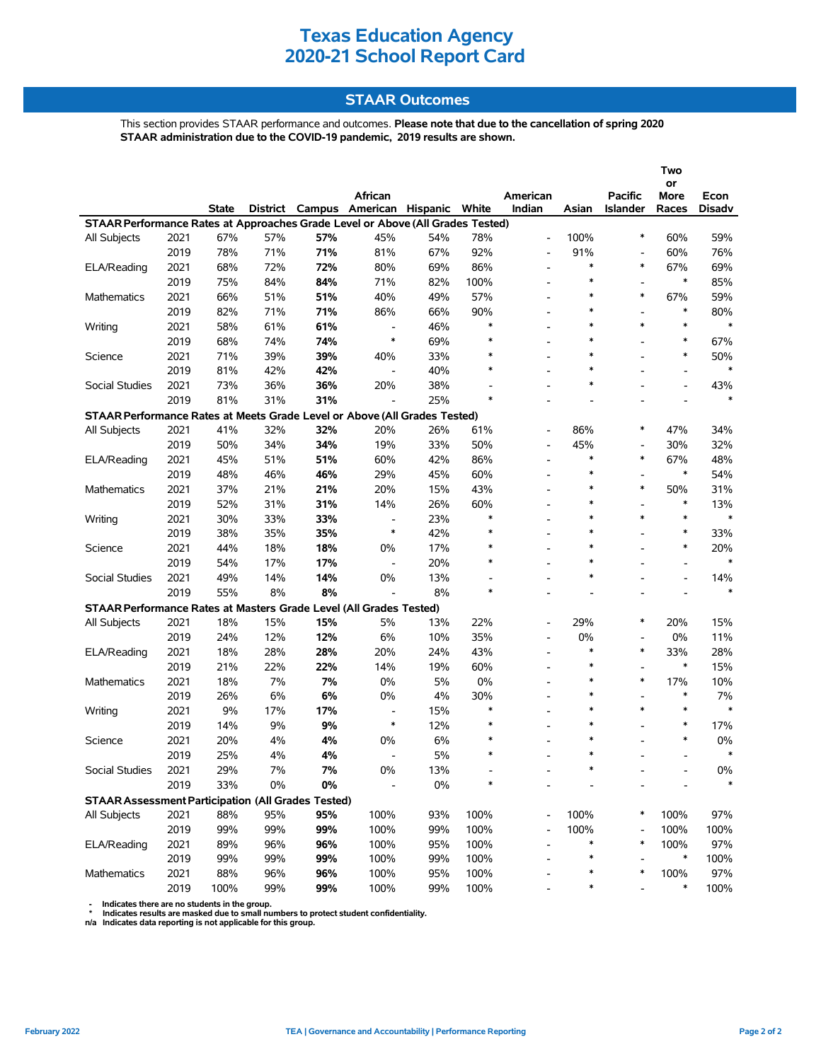# Texas Education Agency
# 2020-21 School Report Card

## STAAR Outcomes

This section provides STAAR performance and outcomes. **Please note that due to the cancellation of spring 2020 STAAR administration due to the COVID-19 pandemic, 2019 results are shown.**

| | | State | District | Campus | African American | Hispanic | White | American Indian | Asian | Pacific Islander | Two or More Races | Econ Disadv |
|---|---|---|---|---|---|---|---|---|---|---|---|---|
| **STAAR Performance Rates at Approaches Grade Level or Above (All Grades Tested)** | | | | | | | | | | | | |
| All Subjects | 2021 | 67% | 57% | **57%** | 45% | 54% | 78% | - | 100% | * | 60% | 59% |
| | 2019 | 78% | 71% | **71%** | 81% | 67% | 92% | - | 91% | - | 60% | 76% |
| ELA/Reading | 2021 | 68% | 72% | **72%** | 80% | 69% | 86% | - | * | * | 67% | 69% |
| | 2019 | 75% | 84% | **84%** | 71% | 82% | 100% | - | * | - | * | 85% |
| Mathematics | 2021 | 66% | 51% | **51%** | 40% | 49% | 57% | - | * | * | 67% | 59% |
| | 2019 | 82% | 71% | **71%** | 86% | 66% | 90% | - | * | - | * | 80% |
| Writing | 2021 | 58% | 61% | **61%** | - | 46% | * | - | * | * | * | * |
| | 2019 | 68% | 74% | **74%** | * | 69% | * | - | * | - | * | 67% |
| Science | 2021 | 71% | 39% | **39%** | 40% | 33% | * | - | * | - | * | 50% |
| | 2019 | 81% | 42% | **42%** | - | 40% | * | - | * | - | - | * |
| Social Studies | 2021 | 73% | 36% | **36%** | 20% | 38% | - | - | * | - | - | 43% |
| | 2019 | 81% | 31% | **31%** | - | 25% | * | - | - | - | - | * |
| **STAAR Performance Rates at Meets Grade Level or Above (All Grades Tested)** | | | | | | | | | | | | |
| All Subjects | 2021 | 41% | 32% | **32%** | 20% | 26% | 61% | - | 86% | * | 47% | 34% |
| | 2019 | 50% | 34% | **34%** | 19% | 33% | 50% | - | 45% | - | 30% | 32% |
| ELA/Reading | 2021 | 45% | 51% | **51%** | 60% | 42% | 86% | - | * | * | 67% | 48% |
| | 2019 | 48% | 46% | **46%** | 29% | 45% | 60% | - | * | - | * | 54% |
| Mathematics | 2021 | 37% | 21% | **21%** | 20% | 15% | 43% | - | * | * | 50% | 31% |
| | 2019 | 52% | 31% | **31%** | 14% | 26% | 60% | - | * | - | * | 13% |
| Writing | 2021 | 30% | 33% | **33%** | - | 23% | * | - | * | * | * | * |
| | 2019 | 38% | 35% | **35%** | * | 42% | * | - | * | - | * | 33% |
| Science | 2021 | 44% | 18% | **18%** | 0% | 17% | * | - | * | - | * | 20% |
| | 2019 | 54% | 17% | **17%** | - | 20% | * | - | * | - | - | * |
| Social Studies | 2021 | 49% | 14% | **14%** | 0% | 13% | - | - | * | - | - | 14% |
| | 2019 | 55% | 8% | **8%** | - | 8% | * | - | - | - | - | * |
| **STAAR Performance Rates at Masters Grade Level (All Grades Tested)** | | | | | | | | | | | | |
| All Subjects | 2021 | 18% | 15% | **15%** | 5% | 13% | 22% | - | 29% | * | 20% | 15% |
| | 2019 | 24% | 12% | **12%** | 6% | 10% | 35% | - | 0% | - | 0% | 11% |
| ELA/Reading | 2021 | 18% | 28% | **28%** | 20% | 24% | 43% | - | * | * | 33% | 28% |
| | 2019 | 21% | 22% | **22%** | 14% | 19% | 60% | - | * | - | * | 15% |
| Mathematics | 2021 | 18% | 7% | **7%** | 0% | 5% | 0% | - | * | * | 17% | 10% |
| | 2019 | 26% | 6% | **6%** | 0% | 4% | 30% | - | * | - | * | 7% |
| Writing | 2021 | 9% | 17% | **17%** | - | 15% | * | - | * | * | * | * |
| | 2019 | 14% | 9% | **9%** | * | 12% | * | - | * | - | * | 17% |
| Science | 2021 | 20% | 4% | **4%** | 0% | 6% | * | - | * | - | * | 0% |
| | 2019 | 25% | 4% | **4%** | - | 5% | * | - | * | - | - | * |
| Social Studies | 2021 | 29% | 7% | **7%** | 0% | 13% | - | - | * | - | - | 0% |
| | 2019 | 33% | 0% | **0%** | - | 0% | * | - | - | - | - | * |
| **STAAR Assessment Participation (All Grades Tested)** | | | | | | | | | | | | |
| All Subjects | 2021 | 88% | 95% | **95%** | 100% | 93% | 100% | - | 100% | * | 100% | 97% |
| | 2019 | 99% | 99% | **99%** | 100% | 99% | 100% | - | 100% | - | 100% | 100% |
| ELA/Reading | 2021 | 89% | 96% | **96%** | 100% | 95% | 100% | - | * | * | 100% | 97% |
| | 2019 | 99% | 99% | **99%** | 100% | 99% | 100% | - | * | - | * | 100% |
| Mathematics | 2021 | 88% | 96% | **96%** | 100% | 95% | 100% | - | * | * | 100% | 97% |
| | 2019 | 100% | 99% | **99%** | 100% | 99% | 100% | - | * | - | * | 100% |

**-** Indicates there are no students in the group.
**\*** Indicates results are masked due to small numbers to protect student confidentiality.
**n/a** Indicates data reporting is not applicable for this group.